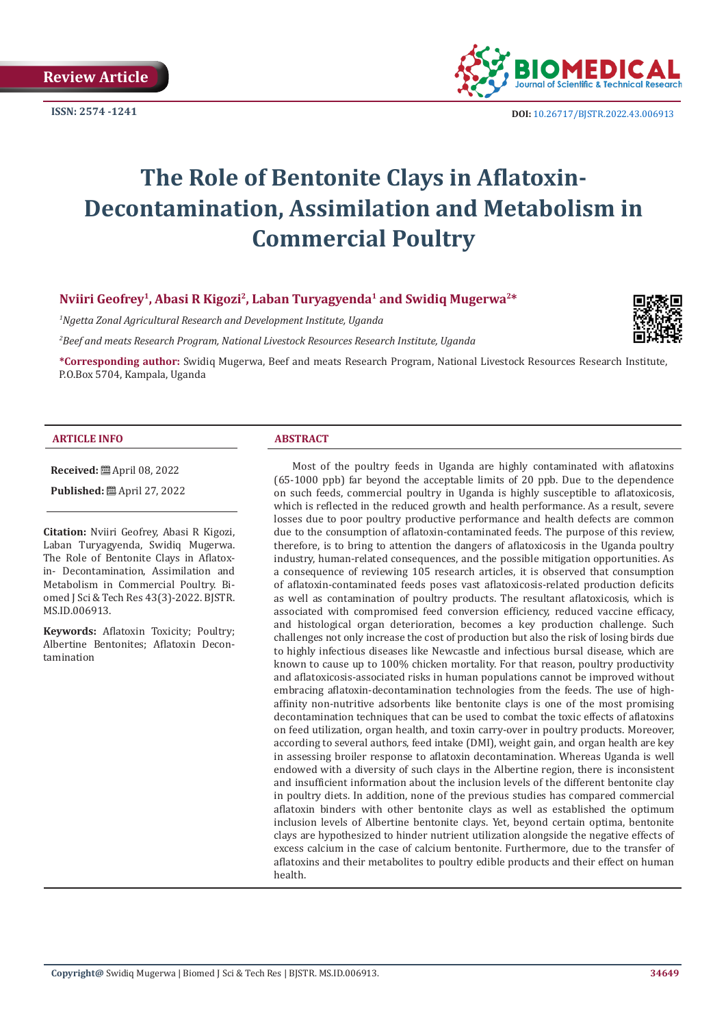Review Article

ISSN: 2574 -1241

DOI: 10.26717/BJSTR.2022.43.006913

# The Role of Bentonite Clays in Aflatoxin-Decontamination, Assimilation and Metabolism in Commercial Poultry

**Nviiri Geofrey[1], Abasi R Kigozi[2], Laban Turyagyenda[1] and Swidiq Mugerwa[2]***

*[1]Ngetta Zonal Agricultural Research and Development Institute, Uganda*

*[2]Beef and meats Research Program, National Livestock Resources Research Institute, Uganda*

***Corresponding author:** Swidiq Mugerwa, Beef and meats Research Program, National Livestock Resources Research Institute, P.O.Box 5704, Kampala, Uganda

## ARTICLE INFO

**Received:** April 08, 2022

**Published:** April 27, 2022

**Citation:** Nviiri Geofrey, Abasi R Kigozi, Laban Turyagyenda, Swidiq Mugerwa. The Role of Bentonite Clays in Aflatoxin- Decontamination, Assimilation and Metabolism in Commercial Poultry. Biomed J Sci & Tech Res 43(3)-2022. BJSTR. MS.ID.006913.

**Keywords:** Aflatoxin Toxicity; Poultry; Albertine Bentonites; Aflatoxin Decontamination

## ABSTRACT

Most of the poultry feeds in Uganda are highly contaminated with aflatoxins (65-1000 ppb) far beyond the acceptable limits of 20 ppb. Due to the dependence on such feeds, commercial poultry in Uganda is highly susceptible to aflatoxicosis, which is reflected in the reduced growth and health performance. As a result, severe losses due to poor poultry productive performance and health defects are common due to the consumption of aflatoxin-contaminated feeds. The purpose of this review, therefore, is to bring to attention the dangers of aflatoxicosis in the Uganda poultry industry, human-related consequences, and the possible mitigation opportunities. As a consequence of reviewing 105 research articles, it is observed that consumption of aflatoxin-contaminated feeds poses vast aflatoxicosis-related production deficits as well as contamination of poultry products. The resultant aflatoxicosis, which is associated with compromised feed conversion efficiency, reduced vaccine efficacy, and histological organ deterioration, becomes a key production challenge. Such challenges not only increase the cost of production but also the risk of losing birds due to highly infectious diseases like Newcastle and infectious bursal disease, which are known to cause up to 100% chicken mortality. For that reason, poultry productivity and aflatoxicosis-associated risks in human populations cannot be improved without embracing aflatoxin-decontamination technologies from the feeds. The use of high-affinity non-nutritive adsorbents like bentonite clays is one of the most promising decontamination techniques that can be used to combat the toxic effects of aflatoxins on feed utilization, organ health, and toxin carry-over in poultry products. Moreover, according to several authors, feed intake (DMI), weight gain, and organ health are key in assessing broiler response to aflatoxin decontamination. Whereas Uganda is well endowed with a diversity of such clays in the Albertine region, there is inconsistent and insufficient information about the inclusion levels of the different bentonite clay in poultry diets. In addition, none of the previous studies has compared commercial aflatoxin binders with other bentonite clays as well as established the optimum inclusion levels of Albertine bentonite clays. Yet, beyond certain optima, bentonite clays are hypothesized to hinder nutrient utilization alongside the negative effects of excess calcium in the case of calcium bentonite. Furthermore, due to the transfer of aflatoxins and their metabolites to poultry edible products and their effect on human health.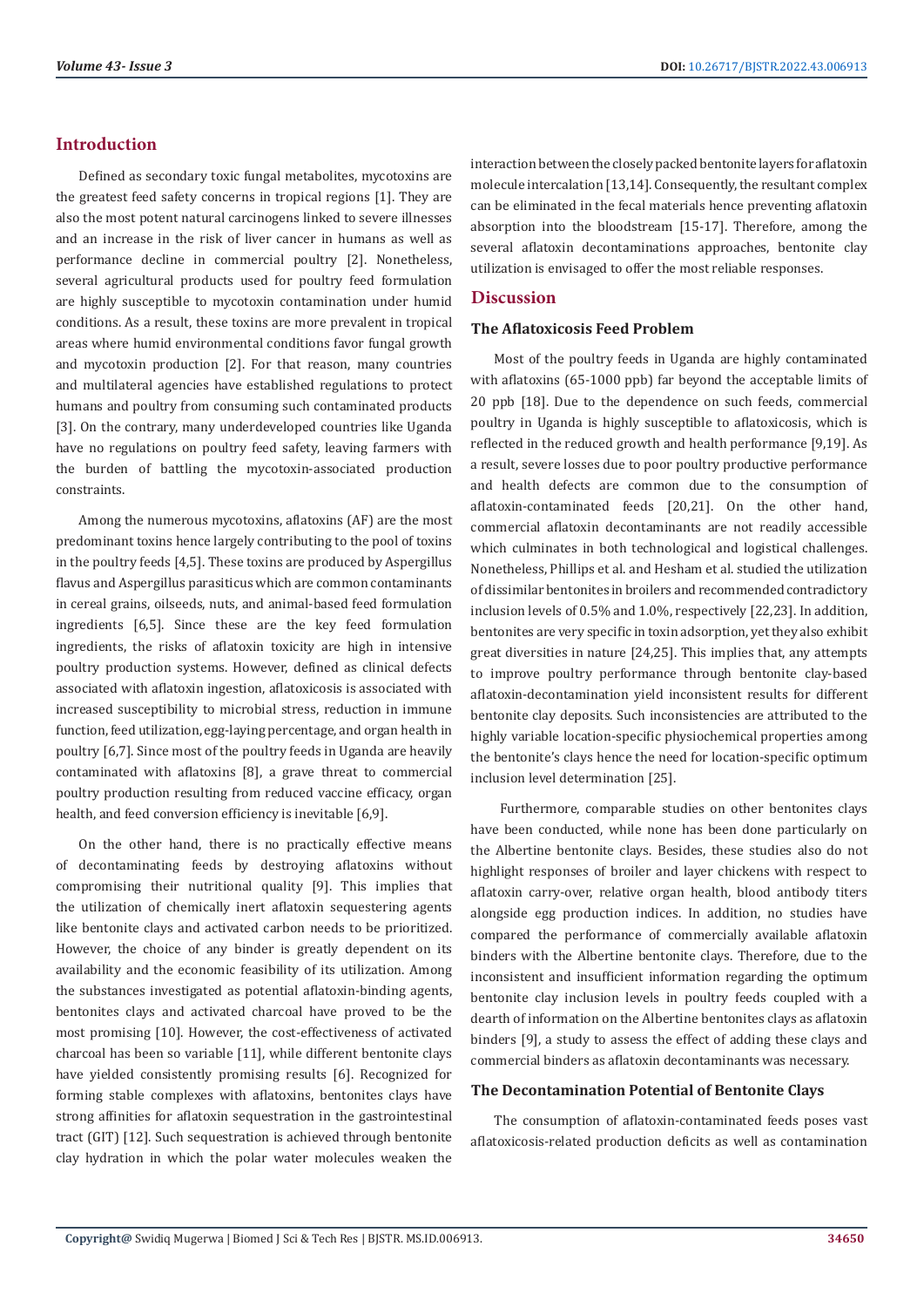## Introduction

Defined as secondary toxic fungal metabolites, mycotoxins are the greatest feed safety concerns in tropical regions [1]. They are also the most potent natural carcinogens linked to severe illnesses and an increase in the risk of liver cancer in humans as well as performance decline in commercial poultry [2]. Nonetheless, several agricultural products used for poultry feed formulation are highly susceptible to mycotoxin contamination under humid conditions. As a result, these toxins are more prevalent in tropical areas where humid environmental conditions favor fungal growth and mycotoxin production [2]. For that reason, many countries and multilateral agencies have established regulations to protect humans and poultry from consuming such contaminated products [3]. On the contrary, many underdeveloped countries like Uganda have no regulations on poultry feed safety, leaving farmers with the burden of battling the mycotoxin-associated production constraints.

Among the numerous mycotoxins, aflatoxins (AF) are the most predominant toxins hence largely contributing to the pool of toxins in the poultry feeds [4,5]. These toxins are produced by Aspergillus flavus and Aspergillus parasiticus which are common contaminants in cereal grains, oilseeds, nuts, and animal-based feed formulation ingredients [6,5]. Since these are the key feed formulation ingredients, the risks of aflatoxin toxicity are high in intensive poultry production systems. However, defined as clinical defects associated with aflatoxin ingestion, aflatoxicosis is associated with increased susceptibility to microbial stress, reduction in immune function, feed utilization, egg-laying percentage, and organ health in poultry [6,7]. Since most of the poultry feeds in Uganda are heavily contaminated with aflatoxins [8], a grave threat to commercial poultry production resulting from reduced vaccine efficacy, organ health, and feed conversion efficiency is inevitable [6,9].

On the other hand, there is no practically effective means of decontaminating feeds by destroying aflatoxins without compromising their nutritional quality [9]. This implies that the utilization of chemically inert aflatoxin sequestering agents like bentonite clays and activated carbon needs to be prioritized. However, the choice of any binder is greatly dependent on its availability and the economic feasibility of its utilization. Among the substances investigated as potential aflatoxin-binding agents, bentonites clays and activated charcoal have proved to be the most promising [10]. However, the cost-effectiveness of activated charcoal has been so variable [11], while different bentonite clays have yielded consistently promising results [6]. Recognized for forming stable complexes with aflatoxins, bentonites clays have strong affinities for aflatoxin sequestration in the gastrointestinal tract (GIT) [12]. Such sequestration is achieved through bentonite clay hydration in which the polar water molecules weaken the interaction between the closely packed bentonite layers for aflatoxin molecule intercalation [13,14]. Consequently, the resultant complex can be eliminated in the fecal materials hence preventing aflatoxin absorption into the bloodstream [15-17]. Therefore, among the several aflatoxin decontaminations approaches, bentonite clay utilization is envisaged to offer the most reliable responses.

## Discussion

### The Aflatoxicosis Feed Problem

Most of the poultry feeds in Uganda are highly contaminated with aflatoxins (65-1000 ppb) far beyond the acceptable limits of 20 ppb [18]. Due to the dependence on such feeds, commercial poultry in Uganda is highly susceptible to aflatoxicosis, which is reflected in the reduced growth and health performance [9,19]. As a result, severe losses due to poor poultry productive performance and health defects are common due to the consumption of aflatoxin-contaminated feeds [20,21]. On the other hand, commercial aflatoxin decontaminants are not readily accessible which culminates in both technological and logistical challenges. Nonetheless, Phillips et al. and Hesham et al. studied the utilization of dissimilar bentonites in broilers and recommended contradictory inclusion levels of 0.5% and 1.0%, respectively [22,23]. In addition, bentonites are very specific in toxin adsorption, yet they also exhibit great diversities in nature [24,25]. This implies that, any attempts to improve poultry performance through bentonite clay-based aflatoxin-decontamination yield inconsistent results for different bentonite clay deposits. Such inconsistencies are attributed to the highly variable location-specific physiochemical properties among the bentonite's clays hence the need for location-specific optimum inclusion level determination [25].

Furthermore, comparable studies on other bentonites clays have been conducted, while none has been done particularly on the Albertine bentonite clays. Besides, these studies also do not highlight responses of broiler and layer chickens with respect to aflatoxin carry-over, relative organ health, blood antibody titers alongside egg production indices. In addition, no studies have compared the performance of commercially available aflatoxin binders with the Albertine bentonite clays. Therefore, due to the inconsistent and insufficient information regarding the optimum bentonite clay inclusion levels in poultry feeds coupled with a dearth of information on the Albertine bentonites clays as aflatoxin binders [9], a study to assess the effect of adding these clays and commercial binders as aflatoxin decontaminants was necessary.

### The Decontamination Potential of Bentonite Clays

The consumption of aflatoxin-contaminated feeds poses vast aflatoxicosis-related production deficits as well as contamination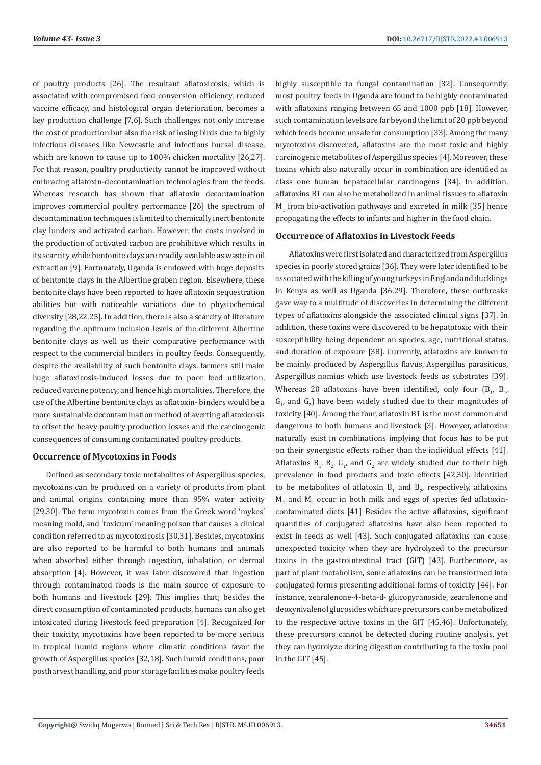of poultry products [26]. The resultant aflatoxicosis, which is associated with compromised feed conversion efficiency, reduced vaccine efficacy, and histological organ deterioration, becomes a key production challenge [7,6]. Such challenges not only increase the cost of production but also the risk of losing birds due to highly infectious diseases like Newcastle and infectious bursal disease, which are known to cause up to 100% chicken mortality [26,27]. For that reason, poultry productivity cannot be improved without embracing aflatoxin-decontamination technologies from the feeds. Whereas research has shown that aflatoxin decontamination improves commercial poultry performance [26] the spectrum of decontamination techniques is limited to chemically inert bentonite clay binders and activated carbon. However, the costs involved in the production of activated carbon are prohibitive which results in its scarcity while bentonite clays are readily available as waste in oil extraction [9]. Fortunately, Uganda is endowed with huge deposits of bentonite clays in the Albertine graben region. Elsewhere, these bentonite clays have been reported to have aflatoxin sequestration abilities but with noticeable variations due to physiochemical diversity [28,22,25]. In addition, there is also a scarcity of literature regarding the optimum inclusion levels of the different Albertine bentonite clays as well as their comparative performance with respect to the commercial binders in poultry feeds. Consequently, despite the availability of such bentonite clays, farmers still make huge aflatoxicosis-induced losses due to poor feed utilization, reduced vaccine potency, and hence high mortalities. Therefore, the use of the Albertine bentonite clays as aflatoxin- binders would be a more sustainable decontamination method of averting aflatoxicosis to offset the heavy poultry production losses and the carcinogenic consequences of consuming contaminated poultry products.

## Occurrence of Mycotoxins in Foods

Defined as secondary toxic metabolites of Aspergillus species, mycotoxins can be produced on a variety of products from plant and animal origins containing more than 95% water activity [29,30]. The term mycotoxin comes from the Greek word 'mykes' meaning mold, and 'toxicum' meaning poison that causes a clinical condition referred to as mycotoxicosis [30,31]. Besides, mycotoxins are also reported to be harmful to both humans and animals when absorbed either through ingestion, inhalation, or dermal absorption [4]. However, it was later discovered that ingestion through contaminated foods is the main source of exposure to both humans and livestock [29]. This implies that; besides the direct consumption of contaminated products, humans can also get intoxicated during livestock feed preparation [4]. Recognized for their toxicity, mycotoxins have been reported to be more serious in tropical humid regions where climatic conditions favor the growth of Aspergillus species [32,18]. Such humid conditions, poor postharvest handling, and poor storage facilities make poultry feeds highly susceptible to fungal contamination [32]. Consequently, most poultry feeds in Uganda are found to be highly contaminated with aflatoxins ranging between 65 and 1000 ppb [18]. However, such contamination levels are far beyond the limit of 20 ppb beyond which feeds become unsafe for consumption [33]. Among the many mycotoxins discovered, aflatoxins are the most toxic and highly carcinogenic metabolites of Aspergillus species [4]. Moreover, these toxins which also naturally occur in combination are identified as class one human hepatocellular carcinogens [34]. In addition, aflatoxins B1 can also be metabolized in animal tissues to aflatoxin $M_1$ from bio-activation pathways and excreted in milk [35] hence propagating the effects to infants and higher in the food chain.

## Occurrence of Aflatoxins in Livestock Feeds

Aflatoxins were first isolated and characterized from Aspergillus species in poorly stored grains [36]. They were later identified to be associated with the killing of young turkeys in England and ducklings in Kenya as well as Uganda [36,29]. Therefore, these outbreaks gave way to a multitude of discoveries in determining the different types of aflatoxins alongside the associated clinical signs [37]. In addition, these toxins were discovered to be hepatotoxic with their susceptibility being dependent on species, age, nutritional status, and duration of exposure [38]. Currently, aflatoxins are known to be mainly produced by Aspergillus flavus, Aspergillus parasiticus, Aspergillus nomius which use livestock feeds as substrates [39]. Whereas 20 aflatoxins have been identified, only four ($B_1$, $B_2$, $G_1$, and $G_2$) have been widely studied due to their magnitudes of toxicity [40]. Among the four, aflatoxin B1 is the most common and dangerous to both humans and livestock [3]. However, aflatoxins naturally exist in combinations implying that focus has to be put on their synergistic effects rather than the individual effects [41]. Aflatoxins $B_1$, $B_2$, $G_1$, and $G_2$ are widely studied due to their high prevalence in food products and toxic effects [42,30]. Identified to be metabolites of aflatoxin $B_1$ and $B_2$, respectively, aflatoxins $M_1$ and $M_2$ occur in both milk and eggs of species fed aflatoxin-contaminated diets [41] Besides the active aflatoxins, significant quantities of conjugated aflatoxins have also been reported to exist in feeds as well [43]. Such conjugated aflatoxins can cause unexpected toxicity when they are hydrolyzed to the precursor toxins in the gastrointestinal tract (GIT) [43]. Furthermore, as part of plant metabolism, some aflatoxins can be transformed into conjugated forms presenting additional forms of toxicity [44]. For instance, zearalenone-4-beta-d- glucopyranoside, zearalenone and deoxynivalenol glucosides which are precursors can be metabolized to the respective active toxins in the GIT [45,46]. Unfortunately, these precursors cannot be detected during routine analysis, yet they can hydrolyze during digestion contributing to the toxin pool in the GIT [45].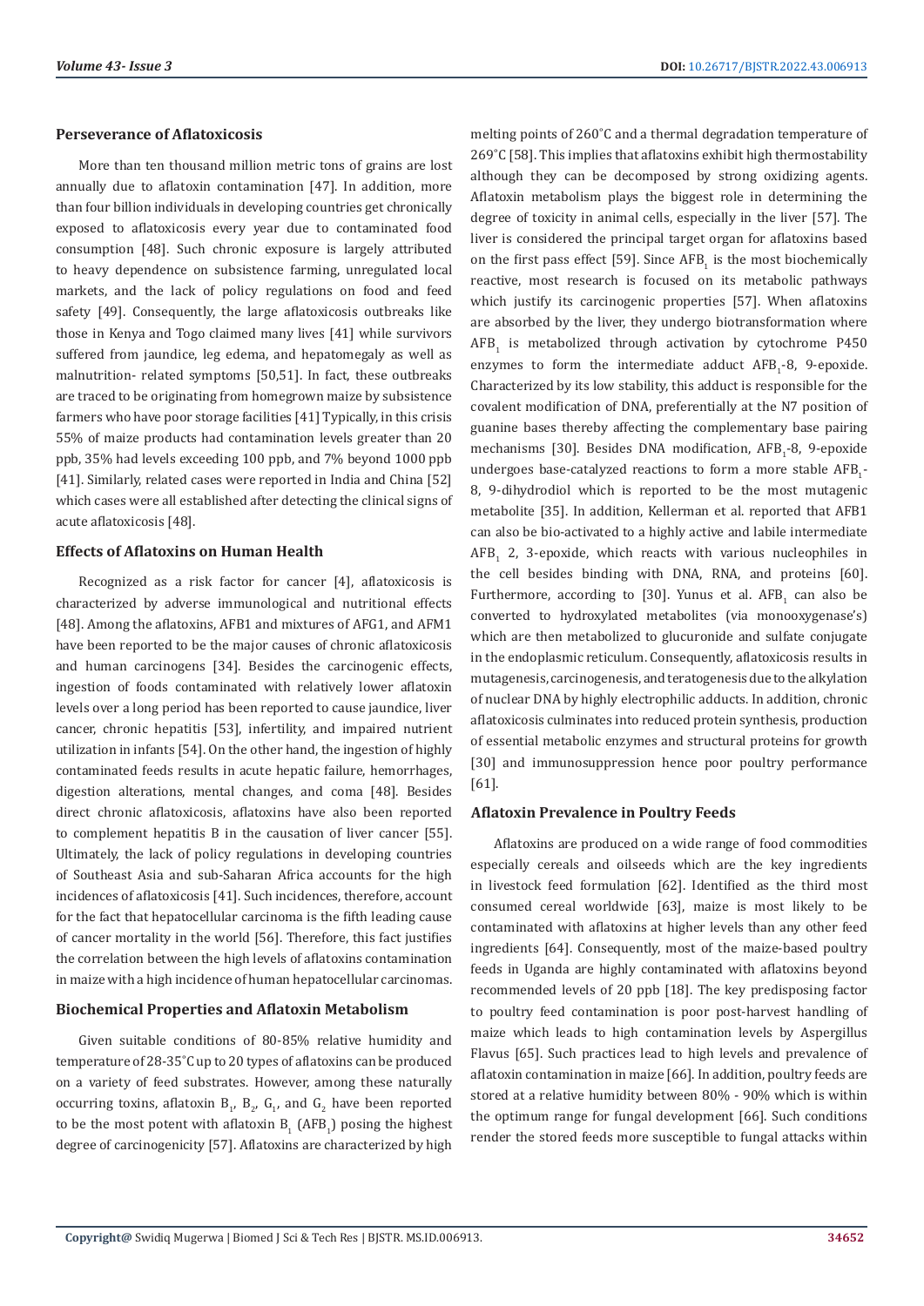## Perseverance of Aflatoxicosis

More than ten thousand million metric tons of grains are lost annually due to aflatoxin contamination [47]. In addition, more than four billion individuals in developing countries get chronically exposed to aflatoxicosis every year due to contaminated food consumption [48]. Such chronic exposure is largely attributed to heavy dependence on subsistence farming, unregulated local markets, and the lack of policy regulations on food and feed safety [49]. Consequently, the large aflatoxicosis outbreaks like those in Kenya and Togo claimed many lives [41] while survivors suffered from jaundice, leg edema, and hepatomegaly as well as malnutrition- related symptoms [50,51]. In fact, these outbreaks are traced to be originating from homegrown maize by subsistence farmers who have poor storage facilities [41] Typically, in this crisis 55% of maize products had contamination levels greater than 20 ppb, 35% had levels exceeding 100 ppb, and 7% beyond 1000 ppb [41]. Similarly, related cases were reported in India and China [52] which cases were all established after detecting the clinical signs of acute aflatoxicosis [48].

## Effects of Aflatoxins on Human Health

Recognized as a risk factor for cancer [4], aflatoxicosis is characterized by adverse immunological and nutritional effects [48]. Among the aflatoxins, AFB1 and mixtures of AFG1, and AFM1 have been reported to be the major causes of chronic aflatoxicosis and human carcinogens [34]. Besides the carcinogenic effects, ingestion of foods contaminated with relatively lower aflatoxin levels over a long period has been reported to cause jaundice, liver cancer, chronic hepatitis [53], infertility, and impaired nutrient utilization in infants [54]. On the other hand, the ingestion of highly contaminated feeds results in acute hepatic failure, hemorrhages, digestion alterations, mental changes, and coma [48]. Besides direct chronic aflatoxicosis, aflatoxins have also been reported to complement hepatitis B in the causation of liver cancer [55]. Ultimately, the lack of policy regulations in developing countries of Southeast Asia and sub-Saharan Africa accounts for the high incidences of aflatoxicosis [41]. Such incidences, therefore, account for the fact that hepatocellular carcinoma is the fifth leading cause of cancer mortality in the world [56]. Therefore, this fact justifies the correlation between the high levels of aflatoxins contamination in maize with a high incidence of human hepatocellular carcinomas.

## Biochemical Properties and Aflatoxin Metabolism

Given suitable conditions of 80-85% relative humidity and temperature of 28-35˚C up to 20 types of aflatoxins can be produced on a variety of feed substrates. However, among these naturally occurring toxins, aflatoxin $B_1$, $B_2$, $G_1$, and $G_2$ have been reported to be the most potent with aflatoxin $B_1$ ($AFB_1$) posing the highest degree of carcinogenicity [57]. Aflatoxins are characterized by high melting points of 260˚C and a thermal degradation temperature of 269˚C [58]. This implies that aflatoxins exhibit high thermostability although they can be decomposed by strong oxidizing agents. Aflatoxin metabolism plays the biggest role in determining the degree of toxicity in animal cells, especially in the liver [57]. The liver is considered the principal target organ for aflatoxins based on the first pass effect [59]. Since $AFB_1$ is the most biochemically reactive, most research is focused on its metabolic pathways which justify its carcinogenic properties [57]. When aflatoxins are absorbed by the liver, they undergo biotransformation where $AFB_1$ is metabolized through activation by cytochrome P450 enzymes to form the intermediate adduct $AFB_1$-8, 9-epoxide. Characterized by its low stability, this adduct is responsible for the covalent modification of DNA, preferentially at the N7 position of guanine bases thereby affecting the complementary base pairing mechanisms [30]. Besides DNA modification, $AFB_1$-8, 9-epoxide undergoes base-catalyzed reactions to form a more stable $AFB_1$-8, 9-dihydrodiol which is reported to be the most mutagenic metabolite [35]. In addition, Kellerman et al. reported that AFB1 can also be bio-activated to a highly active and labile intermediate $AFB_1$ 2, 3-epoxide, which reacts with various nucleophiles in the cell besides binding with DNA, RNA, and proteins [60]. Furthermore, according to [30]. Yunus et al. $AFB_1$ can also be converted to hydroxylated metabolites (via monooxygenase's) which are then metabolized to glucuronide and sulfate conjugate in the endoplasmic reticulum. Consequently, aflatoxicosis results in mutagenesis, carcinogenesis, and teratogenesis due to the alkylation of nuclear DNA by highly electrophilic adducts. In addition, chronic aflatoxicosis culminates into reduced protein synthesis, production of essential metabolic enzymes and structural proteins for growth [30] and immunosuppression hence poor poultry performance [61].

## Aflatoxin Prevalence in Poultry Feeds

Aflatoxins are produced on a wide range of food commodities especially cereals and oilseeds which are the key ingredients in livestock feed formulation [62]. Identified as the third most consumed cereal worldwide [63], maize is most likely to be contaminated with aflatoxins at higher levels than any other feed ingredients [64]. Consequently, most of the maize-based poultry feeds in Uganda are highly contaminated with aflatoxins beyond recommended levels of 20 ppb [18]. The key predisposing factor to poultry feed contamination is poor post-harvest handling of maize which leads to high contamination levels by Aspergillus Flavus [65]. Such practices lead to high levels and prevalence of aflatoxin contamination in maize [66]. In addition, poultry feeds are stored at a relative humidity between 80% - 90% which is within the optimum range for fungal development [66]. Such conditions render the stored feeds more susceptible to fungal attacks within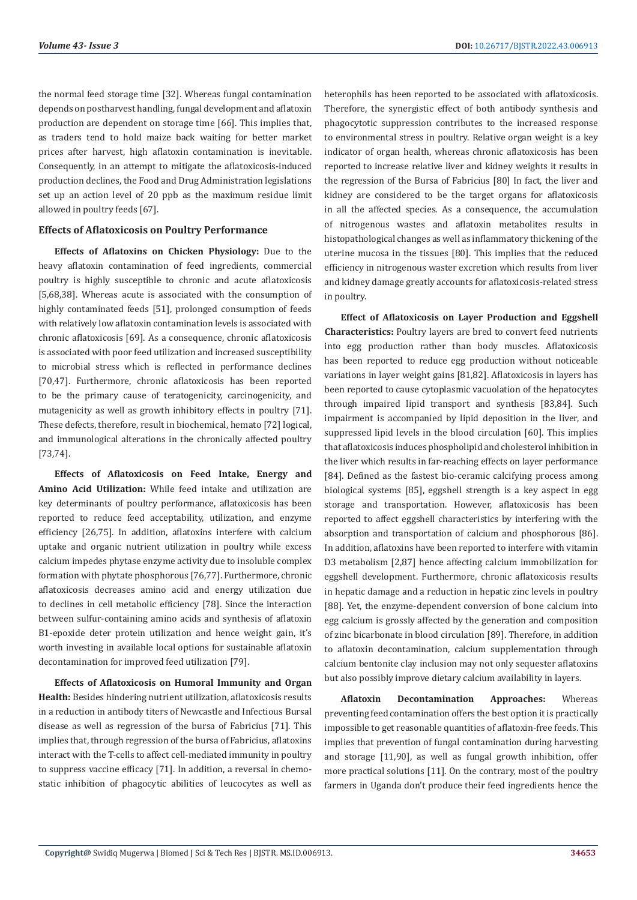the normal feed storage time [32]. Whereas fungal contamination depends on postharvest handling, fungal development and aflatoxin production are dependent on storage time [66]. This implies that, as traders tend to hold maize back waiting for better market prices after harvest, high aflatoxin contamination is inevitable. Consequently, in an attempt to mitigate the aflatoxicosis-induced production declines, the Food and Drug Administration legislations set up an action level of 20 ppb as the maximum residue limit allowed in poultry feeds [67].

## Effects of Aflatoxicosis on Poultry Performance

**Effects of Aflatoxins on Chicken Physiology:** Due to the heavy aflatoxin contamination of feed ingredients, commercial poultry is highly susceptible to chronic and acute aflatoxicosis [5,68,38]. Whereas acute is associated with the consumption of highly contaminated feeds [51], prolonged consumption of feeds with relatively low aflatoxin contamination levels is associated with chronic aflatoxicosis [69]. As a consequence, chronic aflatoxicosis is associated with poor feed utilization and increased susceptibility to microbial stress which is reflected in performance declines [70,47]. Furthermore, chronic aflatoxicosis has been reported to be the primary cause of teratogenicity, carcinogenicity, and mutagenicity as well as growth inhibitory effects in poultry [71]. These defects, therefore, result in biochemical, hemato [72] logical, and immunological alterations in the chronically affected poultry [73,74].

**Effects of Aflatoxicosis on Feed Intake, Energy and Amino Acid Utilization:** While feed intake and utilization are key determinants of poultry performance, aflatoxicosis has been reported to reduce feed acceptability, utilization, and enzyme efficiency [26,75]. In addition, aflatoxins interfere with calcium uptake and organic nutrient utilization in poultry while excess calcium impedes phytase enzyme activity due to insoluble complex formation with phytate phosphorous [76,77]. Furthermore, chronic aflatoxicosis decreases amino acid and energy utilization due to declines in cell metabolic efficiency [78]. Since the interaction between sulfur-containing amino acids and synthesis of aflatoxin B1-epoxide deter protein utilization and hence weight gain, it's worth investing in available local options for sustainable aflatoxin decontamination for improved feed utilization [79].

**Effects of Aflatoxicosis on Humoral Immunity and Organ Health:** Besides hindering nutrient utilization, aflatoxicosis results in a reduction in antibody titers of Newcastle and Infectious Bursal disease as well as regression of the bursa of Fabricius [71]. This implies that, through regression of the bursa of Fabricius, aflatoxins interact with the T-cells to affect cell-mediated immunity in poultry to suppress vaccine efficacy [71]. In addition, a reversal in chemo-static inhibition of phagocytic abilities of leucocytes as well as heterophils has been reported to be associated with aflatoxicosis. Therefore, the synergistic effect of both antibody synthesis and phagocytotic suppression contributes to the increased response to environmental stress in poultry. Relative organ weight is a key indicator of organ health, whereas chronic aflatoxicosis has been reported to increase relative liver and kidney weights it results in the regression of the Bursa of Fabricius [80] In fact, the liver and kidney are considered to be the target organs for aflatoxicosis in all the affected species. As a consequence, the accumulation of nitrogenous wastes and aflatoxin metabolites results in histopathological changes as well as inflammatory thickening of the uterine mucosa in the tissues [80]. This implies that the reduced efficiency in nitrogenous waster excretion which results from liver and kidney damage greatly accounts for aflatoxicosis-related stress in poultry.

**Effect of Aflatoxicosis on Layer Production and Eggshell Characteristics:** Poultry layers are bred to convert feed nutrients into egg production rather than body muscles. Aflatoxicosis has been reported to reduce egg production without noticeable variations in layer weight gains [81,82]. Aflatoxicosis in layers has been reported to cause cytoplasmic vacuolation of the hepatocytes through impaired lipid transport and synthesis [83,84]. Such impairment is accompanied by lipid deposition in the liver, and suppressed lipid levels in the blood circulation [60]. This implies that aflatoxicosis induces phospholipid and cholesterol inhibition in the liver which results in far-reaching effects on layer performance [84]. Defined as the fastest bio-ceramic calcifying process among biological systems [85], eggshell strength is a key aspect in egg storage and transportation. However, aflatoxicosis has been reported to affect eggshell characteristics by interfering with the absorption and transportation of calcium and phosphorous [86]. In addition, aflatoxins have been reported to interfere with vitamin D3 metabolism [2,87] hence affecting calcium immobilization for eggshell development. Furthermore, chronic aflatoxicosis results in hepatic damage and a reduction in hepatic zinc levels in poultry [88]. Yet, the enzyme-dependent conversion of bone calcium into egg calcium is grossly affected by the generation and composition of zinc bicarbonate in blood circulation [89]. Therefore, in addition to aflatoxin decontamination, calcium supplementation through calcium bentonite clay inclusion may not only sequester aflatoxins but also possibly improve dietary calcium availability in layers.

**Aflatoxin Decontamination Approaches:** Whereas preventing feed contamination offers the best option it is practically impossible to get reasonable quantities of aflatoxin-free feeds. This implies that prevention of fungal contamination during harvesting and storage [11,90], as well as fungal growth inhibition, offer more practical solutions [11]. On the contrary, most of the poultry farmers in Uganda don't produce their feed ingredients hence the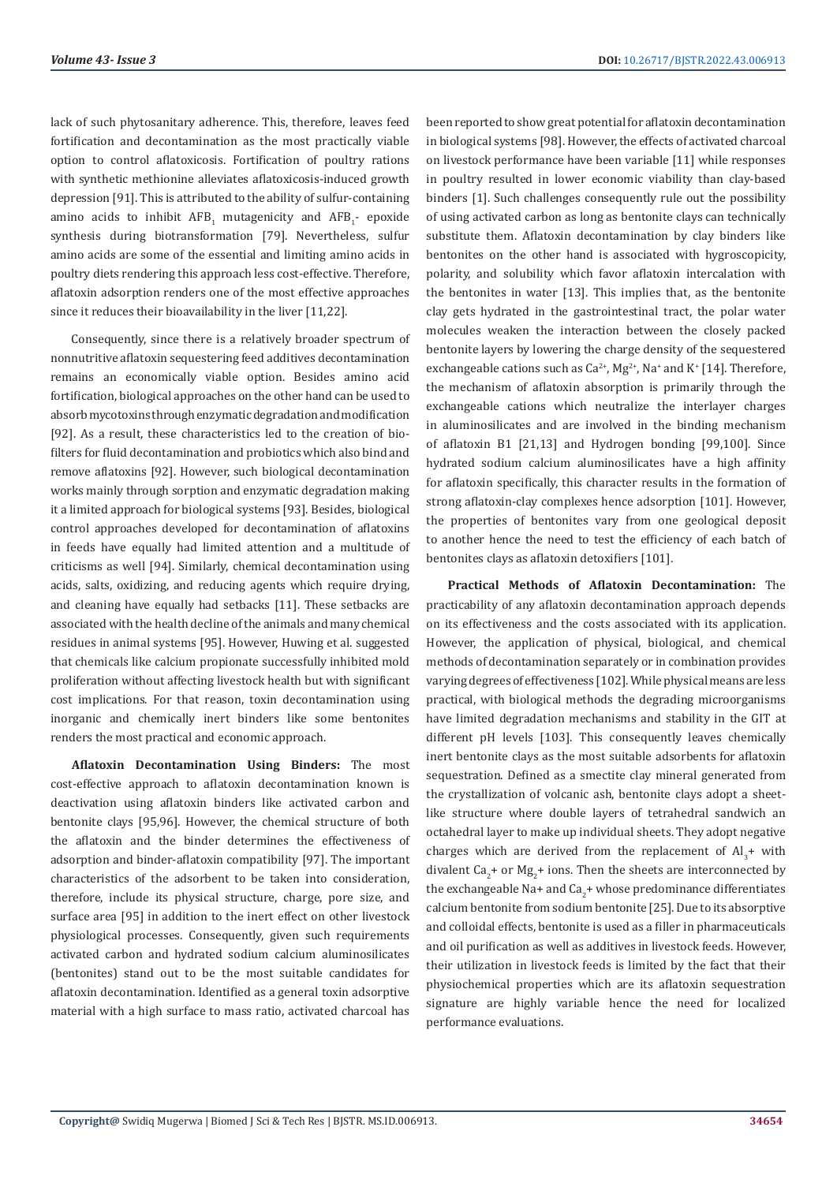lack of such phytosanitary adherence. This, therefore, leaves feed fortification and decontamination as the most practically viable option to control aflatoxicosis. Fortification of poultry rations with synthetic methionine alleviates aflatoxicosis-induced growth depression [91]. This is attributed to the ability of sulfur-containing amino acids to inhibit $AFB_1$ mutagenicity and $AFB_1$- epoxide synthesis during biotransformation [79]. Nevertheless, sulfur amino acids are some of the essential and limiting amino acids in poultry diets rendering this approach less cost-effective. Therefore, aflatoxin adsorption renders one of the most effective approaches since it reduces their bioavailability in the liver [11,22].

Consequently, since there is a relatively broader spectrum of nonnutritive aflatoxin sequestering feed additives decontamination remains an economically viable option. Besides amino acid fortification, biological approaches on the other hand can be used to absorb mycotoxins through enzymatic degradation and modification [92]. As a result, these characteristics led to the creation of bio-filters for fluid decontamination and probiotics which also bind and remove aflatoxins [92]. However, such biological decontamination works mainly through sorption and enzymatic degradation making it a limited approach for biological systems [93]. Besides, biological control approaches developed for decontamination of aflatoxins in feeds have equally had limited attention and a multitude of criticisms as well [94]. Similarly, chemical decontamination using acids, salts, oxidizing, and reducing agents which require drying, and cleaning have equally had setbacks [11]. These setbacks are associated with the health decline of the animals and many chemical residues in animal systems [95]. However, Huwing et al. suggested that chemicals like calcium propionate successfully inhibited mold proliferation without affecting livestock health but with significant cost implications. For that reason, toxin decontamination using inorganic and chemically inert binders like some bentonites renders the most practical and economic approach.

**Aflatoxin Decontamination Using Binders:** The most cost-effective approach to aflatoxin decontamination known is deactivation using aflatoxin binders like activated carbon and bentonite clays [95,96]. However, the chemical structure of both the aflatoxin and the binder determines the effectiveness of adsorption and binder-aflatoxin compatibility [97]. The important characteristics of the adsorbent to be taken into consideration, therefore, include its physical structure, charge, pore size, and surface area [95] in addition to the inert effect on other livestock physiological processes. Consequently, given such requirements activated carbon and hydrated sodium calcium aluminosilicates (bentonites) stand out to be the most suitable candidates for aflatoxin decontamination. Identified as a general toxin adsorptive material with a high surface to mass ratio, activated charcoal has been reported to show great potential for aflatoxin decontamination in biological systems [98]. However, the effects of activated charcoal on livestock performance have been variable [11] while responses in poultry resulted in lower economic viability than clay-based binders [1]. Such challenges consequently rule out the possibility of using activated carbon as long as bentonite clays can technically substitute them. Aflatoxin decontamination by clay binders like bentonites on the other hand is associated with hygroscopicity, polarity, and solubility which favor aflatoxin intercalation with the bentonites in water [13]. This implies that, as the bentonite clay gets hydrated in the gastrointestinal tract, the polar water molecules weaken the interaction between the closely packed bentonite layers by lowering the charge density of the sequestered exchangeable cations such as $Ca^{2+}$, $Mg^{2+}$, $Na^{+}$ and $K^{+}$ [14]. Therefore, the mechanism of aflatoxin absorption is primarily through the exchangeable cations which neutralize the interlayer charges in aluminosilicates and are involved in the binding mechanism of aflatoxin B1 [21,13] and Hydrogen bonding [99,100]. Since hydrated sodium calcium aluminosilicates have a high affinity for aflatoxin specifically, this character results in the formation of strong aflatoxin-clay complexes hence adsorption [101]. However, the properties of bentonites vary from one geological deposit to another hence the need to test the efficiency of each batch of bentonites clays as aflatoxin detoxifiers [101].

**Practical Methods of Aflatoxin Decontamination:** The practicability of any aflatoxin decontamination approach depends on its effectiveness and the costs associated with its application. However, the application of physical, biological, and chemical methods of decontamination separately or in combination provides varying degrees of effectiveness [102]. While physical means are less practical, with biological methods the degrading microorganisms have limited degradation mechanisms and stability in the GIT at different pH levels [103]. This consequently leaves chemically inert bentonite clays as the most suitable adsorbents for aflatoxin sequestration. Defined as a smectite clay mineral generated from the crystallization of volcanic ash, bentonite clays adopt a sheet-like structure where double layers of tetrahedral sandwich an octahedral layer to make up individual sheets. They adopt negative charges which are derived from the replacement of $Al_3$+ with divalent $Ca_2$+ or $Mg_2$+ ions. Then the sheets are interconnected by the exchangeable Na+ and $Ca_2$+ whose predominance differentiates calcium bentonite from sodium bentonite [25]. Due to its absorptive and colloidal effects, bentonite is used as a filler in pharmaceuticals and oil purification as well as additives in livestock feeds. However, their utilization in livestock feeds is limited by the fact that their physiochemical properties which are its aflatoxin sequestration signature are highly variable hence the need for localized performance evaluations.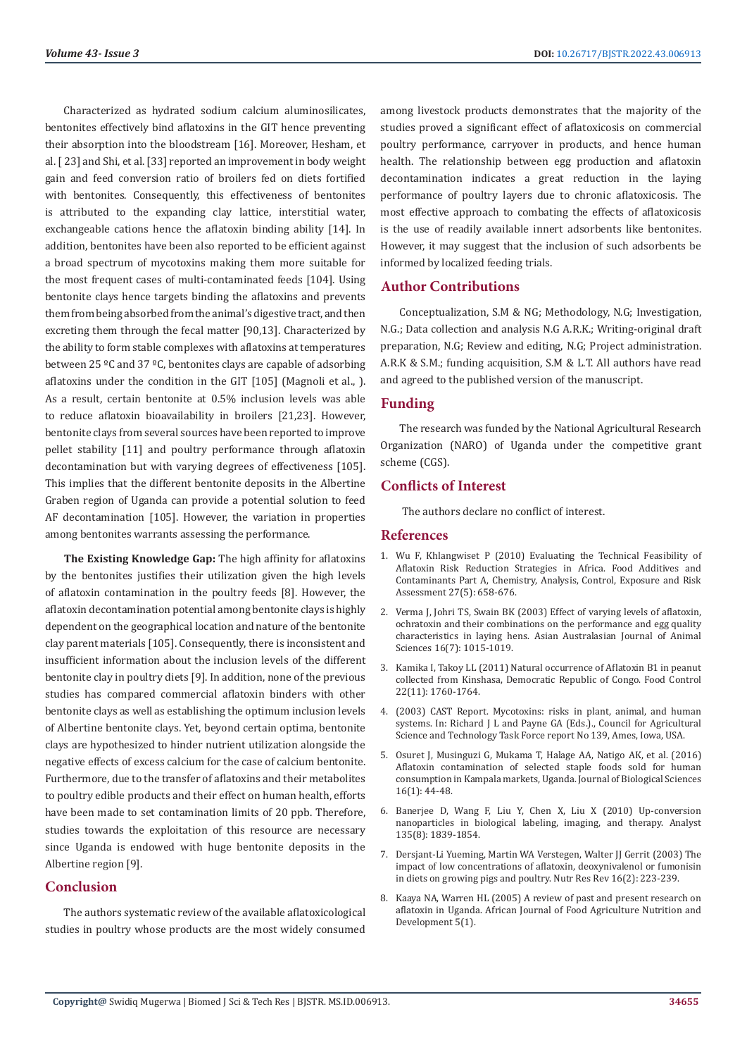Characterized as hydrated sodium calcium aluminosilicates, bentonites effectively bind aflatoxins in the GIT hence preventing their absorption into the bloodstream [16]. Moreover, Hesham, et al. [ 23] and Shi, et al. [33] reported an improvement in body weight gain and feed conversion ratio of broilers fed on diets fortified with bentonites. Consequently, this effectiveness of bentonites is attributed to the expanding clay lattice, interstitial water, exchangeable cations hence the aflatoxin binding ability [14]. In addition, bentonites have been also reported to be efficient against a broad spectrum of mycotoxins making them more suitable for the most frequent cases of multi-contaminated feeds [104]. Using bentonite clays hence targets binding the aflatoxins and prevents them from being absorbed from the animal's digestive tract, and then excreting them through the fecal matter [90,13]. Characterized by the ability to form stable complexes with aflatoxins at temperatures between 25 ºC and 37 ºC, bentonites clays are capable of adsorbing aflatoxins under the condition in the GIT [105] (Magnoli et al., ). As a result, certain bentonite at 0.5% inclusion levels was able to reduce aflatoxin bioavailability in broilers [21,23]. However, bentonite clays from several sources have been reported to improve pellet stability [11] and poultry performance through aflatoxin decontamination but with varying degrees of effectiveness [105]. This implies that the different bentonite deposits in the Albertine Graben region of Uganda can provide a potential solution to feed AF decontamination [105]. However, the variation in properties among bentonites warrants assessing the performance.

**The Existing Knowledge Gap:** The high affinity for aflatoxins by the bentonites justifies their utilization given the high levels of aflatoxin contamination in the poultry feeds [8]. However, the aflatoxin decontamination potential among bentonite clays is highly dependent on the geographical location and nature of the bentonite clay parent materials [105]. Consequently, there is inconsistent and insufficient information about the inclusion levels of the different bentonite clay in poultry diets [9]. In addition, none of the previous studies has compared commercial aflatoxin binders with other bentonite clays as well as establishing the optimum inclusion levels of Albertine bentonite clays. Yet, beyond certain optima, bentonite clays are hypothesized to hinder nutrient utilization alongside the negative effects of excess calcium for the case of calcium bentonite. Furthermore, due to the transfer of aflatoxins and their metabolites to poultry edible products and their effect on human health, efforts have been made to set contamination limits of 20 ppb. Therefore, studies towards the exploitation of this resource are necessary since Uganda is endowed with huge bentonite deposits in the Albertine region [9].

## Conclusion

The authors systematic review of the available aflatoxicological studies in poultry whose products are the most widely consumed among livestock products demonstrates that the majority of the studies proved a significant effect of aflatoxicosis on commercial poultry performance, carryover in products, and hence human health. The relationship between egg production and aflatoxin decontamination indicates a great reduction in the laying performance of poultry layers due to chronic aflatoxicosis. The most effective approach to combating the effects of aflatoxicosis is the use of readily available innert adsorbents like bentonites. However, it may suggest that the inclusion of such adsorbents be informed by localized feeding trials.

## Author Contributions

Conceptualization, S.M & NG; Methodology, N.G; Investigation, N.G.; Data collection and analysis N.G A.R.K.; Writing-original draft preparation, N.G; Review and editing, N.G; Project administration. A.R.K & S.M.; funding acquisition, S.M & L.T. All authors have read and agreed to the published version of the manuscript.

## Funding

The research was funded by the National Agricultural Research Organization (NARO) of Uganda under the competitive grant scheme (CGS).

## Conflicts of Interest

The authors declare no conflict of interest.

## References

1. Wu F, Khlangwiset P (2010) Evaluating the Technical Feasibility of Aflatoxin Risk Reduction Strategies in Africa. Food Additives and Contaminants Part A, Chemistry, Analysis, Control, Exposure and Risk Assessment 27(5): 658-676.
2. Verma J, Johri TS, Swain BK (2003) Effect of varying levels of aflatoxin, ochratoxin and their combinations on the performance and egg quality characteristics in laying hens. Asian Australasian Journal of Animal Sciences 16(7): 1015-1019.
3. Kamika I, Takoy LL (2011) Natural occurrence of Aflatoxin B1 in peanut collected from Kinshasa, Democratic Republic of Congo. Food Control 22(11): 1760-1764.
4. (2003) CAST Report. Mycotoxins: risks in plant, animal, and human systems. In: Richard J L and Payne GA (Eds.)., Council for Agricultural Science and Technology Task Force report No 139, Ames, Iowa, USA.
5. Osuret J, Musinguzi G, Mukama T, Halage AA, Natigo AK, et al. (2016) Aflatoxin contamination of selected staple foods sold for human consumption in Kampala markets, Uganda. Journal of Biological Sciences 16(1): 44-48.
6. Banerjee D, Wang F, Liu Y, Chen X, Liu X (2010) Up-conversion nanoparticles in biological labeling, imaging, and therapy. Analyst 135(8): 1839-1854.
7. Dersjant-Li Yueming, Martin WA Verstegen, Walter JJ Gerrit (2003) The impact of low concentrations of aflatoxin, deoxynivalenol or fumonisin in diets on growing pigs and poultry. Nutr Res Rev 16(2): 223-239.
8. Kaaya NA, Warren HL (2005) A review of past and present research on aflatoxin in Uganda. African Journal of Food Agriculture Nutrition and Development 5(1).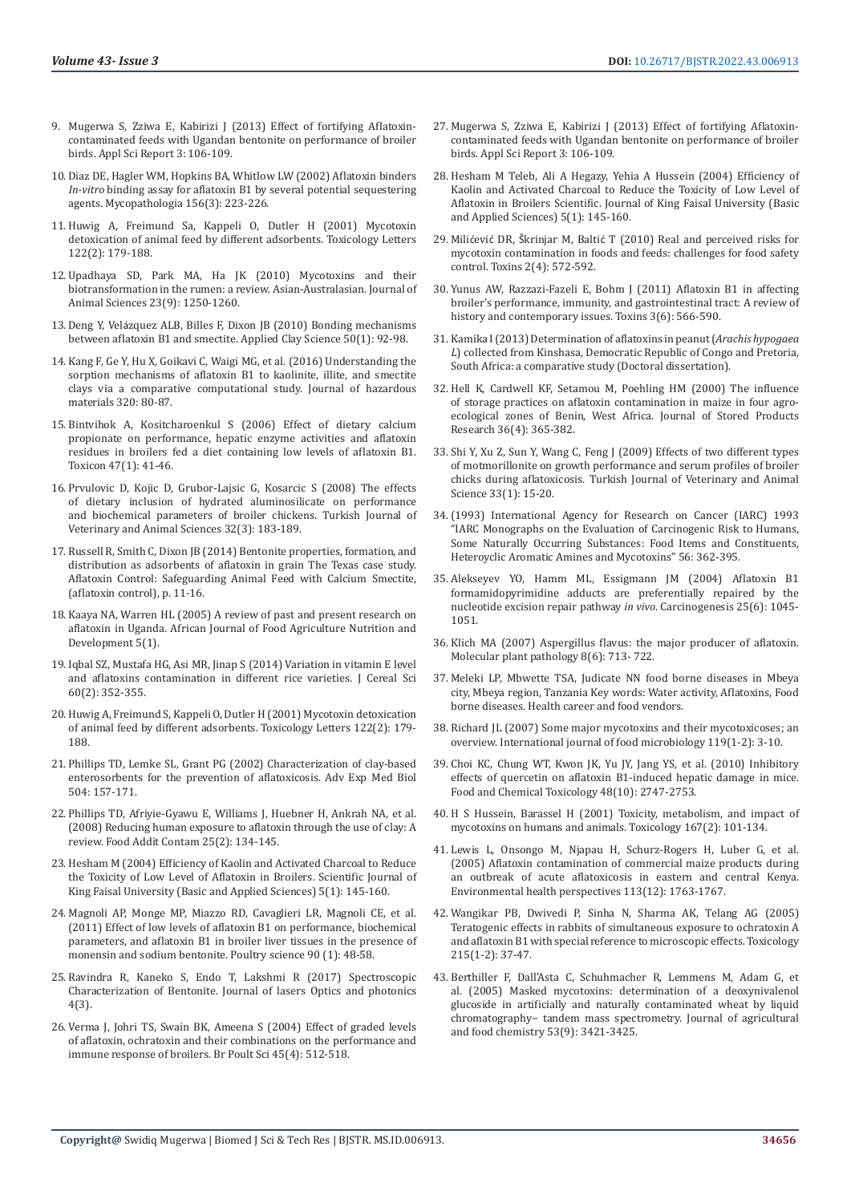9. Mugerwa S, Zziwa E, Kabirizi J (2013) Effect of fortifying Aflatoxin-contaminated feeds with Ugandan bentonite on performance of broiler birds. Appl Sci Report 3: 106-109.

10. Diaz DE, Hagler WM, Hopkins BA, Whitlow LW (2002) Aflatoxin binders *In-vitro* binding assay for aflatoxin B1 by several potential sequestering agents. Mycopathologia 156(3): 223-226.

11. Huwig A, Freimund Sa, Kappeli O, Dutler H (2001) Mycotoxin detoxication of animal feed by different adsorbents. Toxicology Letters 122(2): 179-188.

12. Upadhaya SD, Park MA, Ha JK (2010) Mycotoxins and their biotransformation in the rumen: a review. Asian-Australasian. Journal of Animal Sciences 23(9): 1250-1260.

13. Deng Y, Velázquez ALB, Billes F, Dixon JB (2010) Bonding mechanisms between aflatoxin B1 and smectite. Applied Clay Science 50(1): 92-98.

14. Kang F, Ge Y, Hu X, Goikavi C, Waigi MG, et al. (2016) Understanding the sorption mechanisms of aflatoxin B1 to kaolinite, illite, and smectite clays via a comparative computational study. Journal of hazardous materials 320: 80-87.

15. Bintvihok A, Kositcharoenkul S (2006) Effect of dietary calcium propionate on performance, hepatic enzyme activities and aflatoxin residues in broilers fed a diet containing low levels of aflatoxin B1. Toxicon 47(1): 41-46.

16. Prvulovic D, Kojic D, Grubor-Lajsic G, Kosarcic S (2008) The effects of dietary inclusion of hydrated aluminosilicate on performance and biochemical parameters of broiler chickens. Turkish Journal of Veterinary and Animal Sciences 32(3): 183-189.

17. Russell R, Smith C, Dixon JB (2014) Bentonite properties, formation, and distribution as adsorbents of aflatoxin in grain The Texas case study. Aflatoxin Control: Safeguarding Animal Feed with Calcium Smectite, (aflatoxin control), p. 11-16.

18. Kaaya NA, Warren HL (2005) A review of past and present research on aflatoxin in Uganda. African Journal of Food Agriculture Nutrition and Development 5(1).

19. Iqbal SZ, Mustafa HG, Asi MR, Jinap S (2014) Variation in vitamin E level and aflatoxins contamination in different rice varieties. J Cereal Sci 60(2): 352-355.

20. Huwig A, Freimund S, Kappeli O, Dutler H (2001) Mycotoxin detoxication of animal feed by different adsorbents. Toxicology Letters 122(2): 179-188.

21. Phillips TD, Lemke SL, Grant PG (2002) Characterization of clay-based enterosorbents for the prevention of aflatoxicosis. Adv Exp Med Biol 504: 157-171.

22. Phillips TD, Afriyie-Gyawu E, Williams J, Huebner H, Ankrah NA, et al. (2008) Reducing human exposure to aflatoxin through the use of clay: A review. Food Addit Contam 25(2): 134-145.

23. Hesham M (2004) Efficiency of Kaolin and Activated Charcoal to Reduce the Toxicity of Low Level of Aflatoxin in Broilers. Scientific Journal of King Faisal University (Basic and Applied Sciences) 5(1): 145-160.

24. Magnoli AP, Monge MP, Miazzo RD, Cavaglieri LR, Magnoli CE, et al. (2011) Effect of low levels of aflatoxin B1 on performance, biochemical parameters, and aflatoxin B1 in broiler liver tissues in the presence of monensin and sodium bentonite. Poultry science 90 (1): 48-58.

25. Ravindra R, Kaneko S, Endo T, Lakshmi R (2017) Spectroscopic Characterization of Bentonite. Journal of lasers Optics and photonics 4(3).

26. Verma J, Johri TS, Swain BK, Ameena S (2004) Effect of graded levels of aflatoxin, ochratoxin and their combinations on the performance and immune response of broilers. Br Poult Sci 45(4): 512-518.

27. Mugerwa S, Zziwa E, Kabirizi J (2013) Effect of fortifying Aflatoxin-contaminated feeds with Ugandan bentonite on performance of broiler birds. Appl Sci Report 3: 106-109.

28. Hesham M Teleb, Ali A Hegazy, Yehia A Hussein (2004) Efficiency of Kaolin and Activated Charcoal to Reduce the Toxicity of Low Level of Aflatoxin in Broilers Scientific. Journal of King Faisal University (Basic and Applied Sciences) 5(1): 145-160.

29. Milićević DR, Škrinjar M, Baltić T (2010) Real and perceived risks for mycotoxin contamination in foods and feeds: challenges for food safety control. Toxins 2(4): 572-592.

30. Yunus AW, Razzazi-Fazeli E, Bohm J (2011) Aflatoxin B1 in affecting broiler's performance, immunity, and gastrointestinal tract: A review of history and contemporary issues. Toxins 3(6): 566-590.

31. Kamika I (2013) Determination of aflatoxins in peanut (*Arachis hypogaea L*) collected from Kinshasa, Democratic Republic of Congo and Pretoria, South Africa: a comparative study (Doctoral dissertation).

32. Hell K, Cardwell KF, Setamou M, Poehling HM (2000) The influence of storage practices on aflatoxin contamination in maize in four agro-ecological zones of Benin, West Africa. Journal of Stored Products Research 36(4): 365-382.

33. Shi Y, Xu Z, Sun Y, Wang C, Feng J (2009) Effects of two different types of motmorillonite on growth performance and serum profiles of broiler chicks during aflatoxicosis. Turkish Journal of Veterinary and Animal Science 33(1): 15-20.

34. (1993) International Agency for Research on Cancer (IARC) 1993 "IARC Monographs on the Evaluation of Carcinogenic Risk to Humans, Some Naturally Occurring Substances: Food Items and Constituents, Heteroyclic Aromatic Amines and Mycotoxins" 56: 362-395.

35. Alekseyev YO, Hamm ML, Essigmann JM (2004) Aflatoxin B1 formamidopyrimidine adducts are preferentially repaired by the nucleotide excision repair pathway *in vivo*. Carcinogenesis 25(6): 1045-1051.

36. Klich MA (2007) Aspergillus flavus: the major producer of aflatoxin. Molecular plant pathology 8(6): 713- 722.

37. Meleki LP, Mbwette TSA, Judicate NN food borne diseases in Mbeya city, Mbeya region, Tanzania Key words: Water activity, Aflatoxins, Food borne diseases. Health career and food vendors.

38. Richard JL (2007) Some major mycotoxins and their mycotoxicoses; an overview. International journal of food microbiology 119(1-2): 3-10.

39. Choi KC, Chung WT, Kwon JK, Yu JY, Jang YS, et al. (2010) Inhibitory effects of quercetin on aflatoxin B1-induced hepatic damage in mice. Food and Chemical Toxicology 48(10): 2747-2753.

40. H S Hussein, Barassel H (2001) Toxicity, metabolism, and impact of mycotoxins on humans and animals. Toxicology 167(2): 101-134.

41. Lewis L, Onsongo M, Njapau H, Schurz-Rogers H, Luber G, et al. (2005) Aflatoxin contamination of commercial maize products during an outbreak of acute aflatoxicosis in eastern and central Kenya. Environmental health perspectives 113(12): 1763-1767.

42. Wangikar PB, Dwivedi P, Sinha N, Sharma AK, Telang AG (2005) Teratogenic effects in rabbits of simultaneous exposure to ochratoxin A and aflatoxin B1 with special reference to microscopic effects. Toxicology 215(1-2): 37-47.

43. Berthiller F, Dall'Asta C, Schuhmacher R, Lemmens M, Adam G, et al. (2005) Masked mycotoxins: determination of a deoxynivalenol glucoside in artificially and naturally contaminated wheat by liquid chromatography– tandem mass spectrometry. Journal of agricultural and food chemistry 53(9): 3421-3425.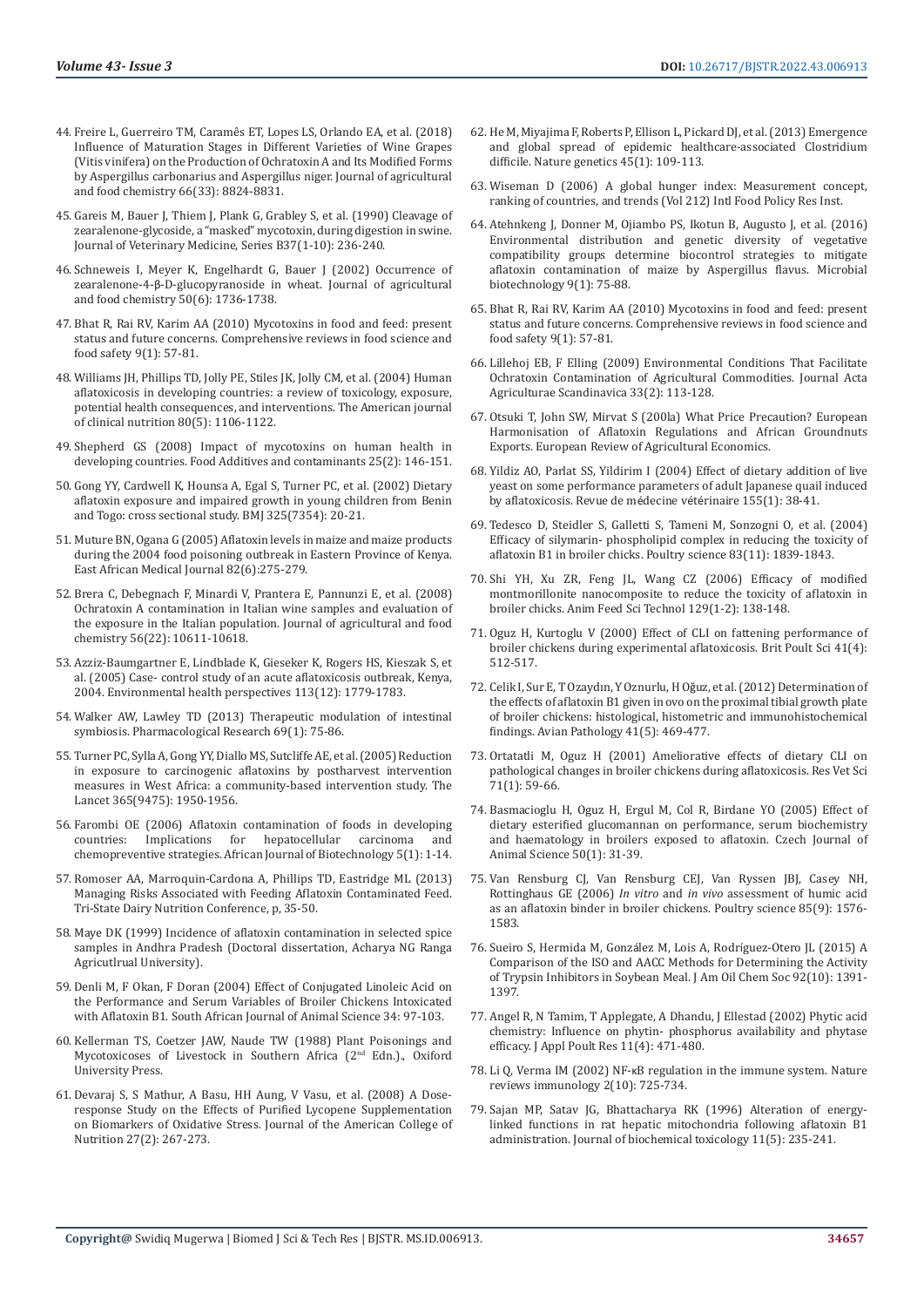44. Freire L, Guerreiro TM, Caramês ET, Lopes LS, Orlando EA, et al. (2018) Influence of Maturation Stages in Different Varieties of Wine Grapes (Vitis vinifera) on the Production of Ochratoxin A and Its Modified Forms by Aspergillus carbonarius and Aspergillus niger. Journal of agricultural and food chemistry 66(33): 8824-8831.
45. Gareis M, Bauer J, Thiem J, Plank G, Grabley S, et al. (1990) Cleavage of zearalenone-glycoside, a "masked" mycotoxin, during digestion in swine. Journal of Veterinary Medicine, Series B37(1-10): 236-240.
46. Schneweis I, Meyer K, Engelhardt G, Bauer J (2002) Occurrence of zearalenone-4-β-D-glucopyranoside in wheat. Journal of agricultural and food chemistry 50(6): 1736-1738.
47. Bhat R, Rai RV, Karim AA (2010) Mycotoxins in food and feed: present status and future concerns. Comprehensive reviews in food science and food safety 9(1): 57-81.
48. Williams JH, Phillips TD, Jolly PE, Stiles JK, Jolly CM, et al. (2004) Human aflatoxicosis in developing countries: a review of toxicology, exposure, potential health consequences, and interventions. The American journal of clinical nutrition 80(5): 1106-1122.
49. Shepherd GS (2008) Impact of mycotoxins on human health in developing countries. Food Additives and contaminants 25(2): 146-151.
50. Gong YY, Cardwell K, Hounsa A, Egal S, Turner PC, et al. (2002) Dietary aflatoxin exposure and impaired growth in young children from Benin and Togo: cross sectional study. BMJ 325(7354): 20-21.
51. Muture BN, Ogana G (2005) Aflatoxin levels in maize and maize products during the 2004 food poisoning outbreak in Eastern Province of Kenya. East African Medical Journal 82(6):275-279.
52. Brera C, Debegnach F, Minardi V, Prantera E, Pannunzi E, et al. (2008) Ochratoxin A contamination in Italian wine samples and evaluation of the exposure in the Italian population. Journal of agricultural and food chemistry 56(22): 10611-10618.
53. Azziz-Baumgartner E, Lindblade K, Gieseker K, Rogers HS, Kieszak S, et al. (2005) Case- control study of an acute aflatoxicosis outbreak, Kenya, 2004. Environmental health perspectives 113(12): 1779-1783.
54. Walker AW, Lawley TD (2013) Therapeutic modulation of intestinal symbiosis. Pharmacological Research 69(1): 75-86.
55. Turner PC, Sylla A, Gong YY, Diallo MS, Sutcliffe AE, et al. (2005) Reduction in exposure to carcinogenic aflatoxins by postharvest intervention measures in West Africa: a community-based intervention study. The Lancet 365(9475): 1950-1956.
56. Farombi OE (2006) Aflatoxin contamination of foods in developing countries: Implications for hepatocellular carcinoma and chemopreventive strategies. African Journal of Biotechnology 5(1): 1-14.
57. Romoser AA, Marroquin-Cardona A, Phillips TD, Eastridge ML (2013) Managing Risks Associated with Feeding Aflatoxin Contaminated Feed. Tri-State Dairy Nutrition Conference, p, 35-50.
58. Maye DK (1999) Incidence of aflatoxin contamination in selected spice samples in Andhra Pradesh (Doctoral dissertation, Acharya NG Ranga Agricutlrual University).
59. Denli M, F Okan, F Doran (2004) Effect of Conjugated Linoleic Acid on the Performance and Serum Variables of Broiler Chickens Intoxicated with Aflatoxin B1. South African Journal of Animal Science 34: 97-103.
60. Kellerman TS, Coetzer JAW, Naude TW (1988) Plant Poisonings and Mycotoxicoses of Livestock in Southern Africa (2nd Edn.)., Oxford University Press.
61. Devaraj S, S Mathur, A Basu, HH Aung, V Vasu, et al. (2008) A Dose-response Study on the Effects of Purified Lycopene Supplementation on Biomarkers of Oxidative Stress. Journal of the American College of Nutrition 27(2): 267-273.
62. He M, Miyajima F, Roberts P, Ellison L, Pickard DJ, et al. (2013) Emergence and global spread of epidemic healthcare-associated Clostridium difficile. Nature genetics 45(1): 109-113.
63. Wiseman D (2006) A global hunger index: Measurement concept, ranking of countries, and trends (Vol 212) Intl Food Policy Res Inst.
64. Atehnkeng J, Donner M, Ojiambo PS, Ikotun B, Augusto J, et al. (2016) Environmental distribution and genetic diversity of vegetative compatibility groups determine biocontrol strategies to mitigate aflatoxin contamination of maize by Aspergillus flavus. Microbial biotechnology 9(1): 75-88.
65. Bhat R, Rai RV, Karim AA (2010) Mycotoxins in food and feed: present status and future concerns. Comprehensive reviews in food science and food safety 9(1): 57-81.
66. Lillehoj EB, F Elling (2009) Environmental Conditions That Facilitate Ochratoxin Contamination of Agricultural Commodities. Journal Acta Agriculturae Scandinavica 33(2): 113-128.
67. Otsuki T, John SW, Mirvat S (200la) What Price Precaution? European Harmonisation of Aflatoxin Regulations and African Groundnuts Exports. European Review of Agricultural Economics.
68. Yildiz AO, Parlat SS, Yildirim I (2004) Effect of dietary addition of live yeast on some performance parameters of adult Japanese quail induced by aflatoxicosis. Revue de médecine vétérinaire 155(1): 38-41.
69. Tedesco D, Steidler S, Galletti S, Tameni M, Sonzogni O, et al. (2004) Efficacy of silymarin- phospholipid complex in reducing the toxicity of aflatoxin B1 in broiler chicks. Poultry science 83(11): 1839-1843.
70. Shi YH, Xu ZR, Feng JL, Wang CZ (2006) Efficacy of modified montmorillonite nanocomposite to reduce the toxicity of aflatoxin in broiler chicks. Anim Feed Sci Technol 129(1-2): 138-148.
71. Oguz H, Kurtoglu V (2000) Effect of CLI on fattening performance of broiler chickens during experimental aflatoxicosis. Brit Poult Sci 41(4): 512-517.
72. Celik I, Sur E, T Ozaydın, Y Oznurlu, H Oğuz, et al. (2012) Determination of the effects of aflatoxin B1 given in ovo on the proximal tibial growth plate of broiler chickens: histological, histometric and immunohistochemical findings. Avian Pathology 41(5): 469-477.
73. Ortatatli M, Oguz H (2001) Ameliorative effects of dietary CLI on pathological changes in broiler chickens during aflatoxicosis. Res Vet Sci 71(1): 59-66.
74. Basmacioglu H, Oguz H, Ergul M, Col R, Birdane YO (2005) Effect of dietary esterified glucomannan on performance, serum biochemistry and haematology in broilers exposed to aflatoxin. Czech Journal of Animal Science 50(1): 31-39.
75. Van Rensburg CJ, Van Rensburg CEJ, Van Ryssen JBJ, Casey NH, Rottinghaus GE (2006) *In vitro* and *in vivo* assessment of humic acid as an aflatoxin binder in broiler chickens. Poultry science 85(9): 1576-1583.
76. Sueiro S, Hermida M, González M, Lois A, Rodríguez-Otero JL (2015) A Comparison of the ISO and AACC Methods for Determining the Activity of Trypsin Inhibitors in Soybean Meal. J Am Oil Chem Soc 92(10): 1391-1397.
77. Angel R, N Tamim, T Applegate, A Dhandu, J Ellestad (2002) Phytic acid chemistry: Influence on phytin- phosphorus availability and phytase efficacy. J Appl Poult Res 11(4): 471-480.
78. Li Q, Verma IM (2002) NF-κB regulation in the immune system. Nature reviews immunology 2(10): 725-734.
79. Sajan MP, Satav JG, Bhattacharya RK (1996) Alteration of energy-linked functions in rat hepatic mitochondria following aflatoxin B1 administration. Journal of biochemical toxicology 11(5): 235-241.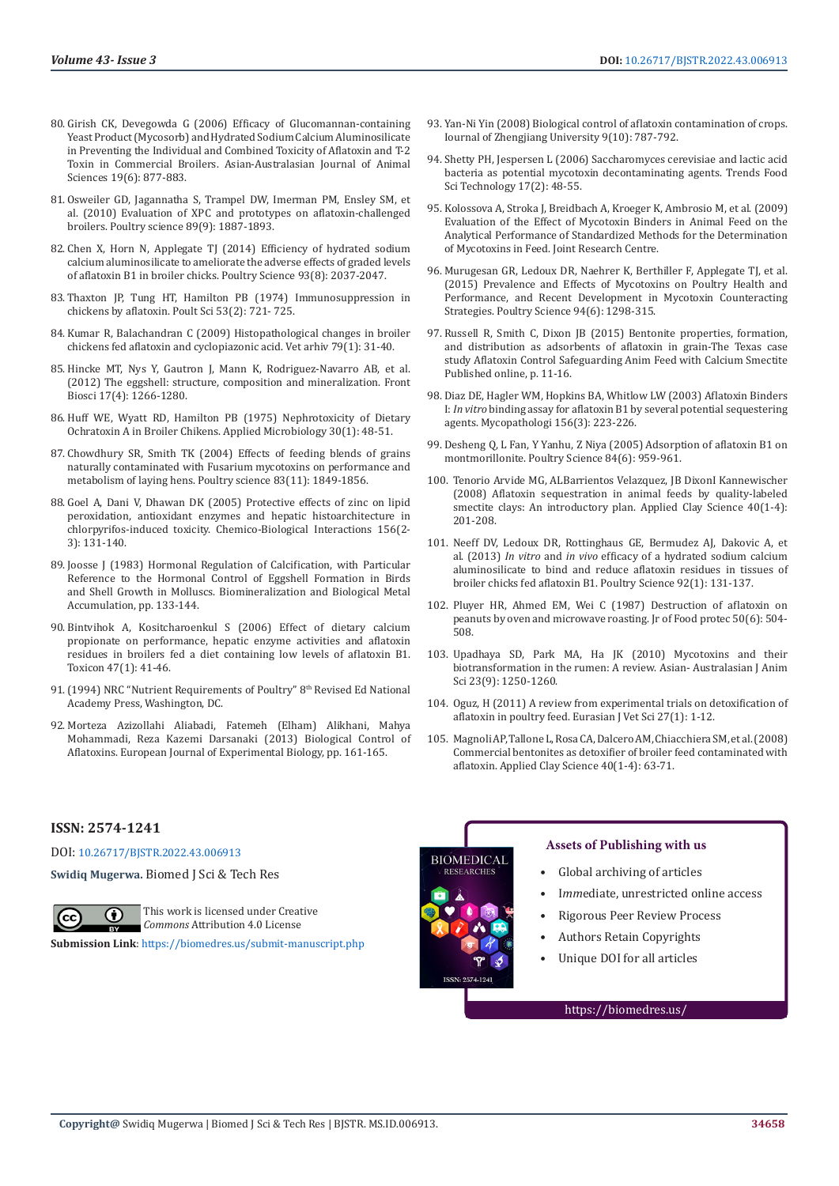80. Girish CK, Devegowda G (2006) Efficacy of Glucomannan-containing Yeast Product (Mycosorb) and Hydrated Sodium Calcium Aluminosilicate in Preventing the Individual and Combined Toxicity of Aflatoxin and T-2 Toxin in Commercial Broilers. Asian-Australasian Journal of Animal Sciences 19(6): 877-883.

81. Osweiler GD, Jagannatha S, Trampel DW, Imerman PM, Ensley SM, et al. (2010) Evaluation of XPC and prototypes on aflatoxin-challenged broilers. Poultry science 89(9): 1887-1893.

82. Chen X, Horn N, Applegate TJ (2014) Efficiency of hydrated sodium calcium aluminosilicate to ameliorate the adverse effects of graded levels of aflatoxin B1 in broiler chicks. Poultry Science 93(8): 2037-2047.

83. Thaxton JP, Tung HT, Hamilton PB (1974) Immunosuppression in chickens by aflatoxin. Poult Sci 53(2): 721- 725.

84. Kumar R, Balachandran C (2009) Histopathological changes in broiler chickens fed aflatoxin and cyclopiazonic acid. Vet arhiv 79(1): 31-40.

85. Hincke MT, Nys Y, Gautron J, Mann K, Rodriguez-Navarro AB, et al. (2012) The eggshell: structure, composition and mineralization. Front Biosci 17(4): 1266-1280.

86. Huff WE, Wyatt RD, Hamilton PB (1975) Nephrotoxicity of Dietary Ochratoxin A in Broiler Chikens. Applied Microbiology 30(1): 48-51.

87. Chowdhury SR, Smith TK (2004) Effects of feeding blends of grains naturally contaminated with Fusarium mycotoxins on performance and metabolism of laying hens. Poultry science 83(11): 1849-1856.

88. Goel A, Dani V, Dhawan DK (2005) Protective effects of zinc on lipid peroxidation, antioxidant enzymes and hepatic histoarchitecture in chlorpyrifos-induced toxicity. Chemico-Biological Interactions 156(2-3): 131-140.

89. Joosse J (1983) Hormonal Regulation of Calcification, with Particular Reference to the Hormonal Control of Eggshell Formation in Birds and Shell Growth in Molluscs. Biomineralization and Biological Metal Accumulation, pp. 133-144.

90. Bintvihok A, Kositcharoenkul S (2006) Effect of dietary calcium propionate on performance, hepatic enzyme activities and aflatoxin residues in broilers fed a diet containing low levels of aflatoxin B1. Toxicon 47(1): 41-46.

91. (1994) NRC "Nutrient Requirements of Poultry" 8th Revised Ed National Academy Press, Washington, DC.

92. Morteza Azizollahi Aliabadi, Fatemeh (Elham) Alikhani, Mahya Mohammadi, Reza Kazemi Darsanaki (2013) Biological Control of Aflatoxins. European Journal of Experimental Biology, pp. 161-165.

93. Yan-Ni Yin (2008) Biological control of aflatoxin contamination of crops. Journal of Zhengjiang University 9(10): 787-792.

94. Shetty PH, Jespersen L (2006) Saccharomyces cerevisiae and lactic acid bacteria as potential mycotoxin decontaminating agents. Trends Food Sci Technology 17(2): 48-55.

95. Kolossova A, Stroka J, Breidbach A, Kroeger K, Ambrosio M, et al. (2009) Evaluation of the Effect of Mycotoxin Binders in Animal Feed on the Analytical Performance of Standardized Methods for the Determination of Mycotoxins in Feed. Joint Research Centre.

96. Murugesan GR, Ledoux DR, Naehrer K, Berthiller F, Applegate TJ, et al. (2015) Prevalence and Effects of Mycotoxins on Poultry Health and Performance, and Recent Development in Mycotoxin Counteracting Strategies. Poultry Science 94(6): 1298-315.

97. Russell R, Smith C, Dixon JB (2015) Bentonite properties, formation, and distribution as adsorbents of aflatoxin in grain-The Texas case study Aflatoxin Control Safeguarding Anim Feed with Calcium Smectite Published online, p. 11-16.

98. Diaz DE, Hagler WM, Hopkins BA, Whitlow LW (2003) Aflatoxin Binders I: *In vitro* binding assay for aflatoxin B1 by several potential sequestering agents. Mycopathologi 156(3): 223-226.

99. Desheng Q, L Fan, Y Yanhu, Z Niya (2005) Adsorption of aflatoxin B1 on montmorillonite. Poultry Science 84(6): 959-961.

100. Tenorio Arvide MG, ALBarrientos Velazquez, JB DixonI Kannewischer (2008) Aflatoxin sequestration in animal feeds by quality-labeled smectite clays: An introductory plan. Applied Clay Science 40(1-4): 201-208.

101. Neeff DV, Ledoux DR, Rottinghaus GE, Bermudez AJ, Dakovic A, et al. (2013) *In vitro* and *in vivo* efficacy of a hydrated sodium calcium aluminosilicate to bind and reduce aflatoxin residues in tissues of broiler chicks fed aflatoxin B1. Poultry Science 92(1): 131-137.

102. Pluyer HR, Ahmed EM, Wei C (1987) Destruction of aflatoxin on peanuts by oven and microwave roasting. Jr of Food protec 50(6): 504-508.

103. Upadhaya SD, Park MA, Ha JK (2010) Mycotoxins and their biotransformation in the rumen: A review. Asian- Australasian J Anim Sci 23(9): 1250-1260.

104. Oguz, H (2011) A review from experimental trials on detoxification of aflatoxin in poultry feed. Eurasian J Vet Sci 27(1): 1-12.

105. Magnoli AP, Tallone L, Rosa CA, Dalcero AM, Chiacchiera SM, et al. (2008) Commercial bentonites as detoxifier of broiler feed contaminated with aflatoxin. Applied Clay Science 40(1-4): 63-71.

**ISSN: 2574-1241**

DOI: 10.26717/BJSTR.2022.43.006913

**Swidiq Mugerwa.** Biomed J Sci & Tech Res

This work is licensed under Creative *Commons* Attribution 4.0 License

**Submission Link**: https://biomedres.us/submit-manuscript.php

**Assets of Publishing with us**

- Global archiving of articles
- Immediate, unrestricted online access
- Rigorous Peer Review Process
- Authors Retain Copyrights
- Unique DOI for all articles

https://biomedres.us/